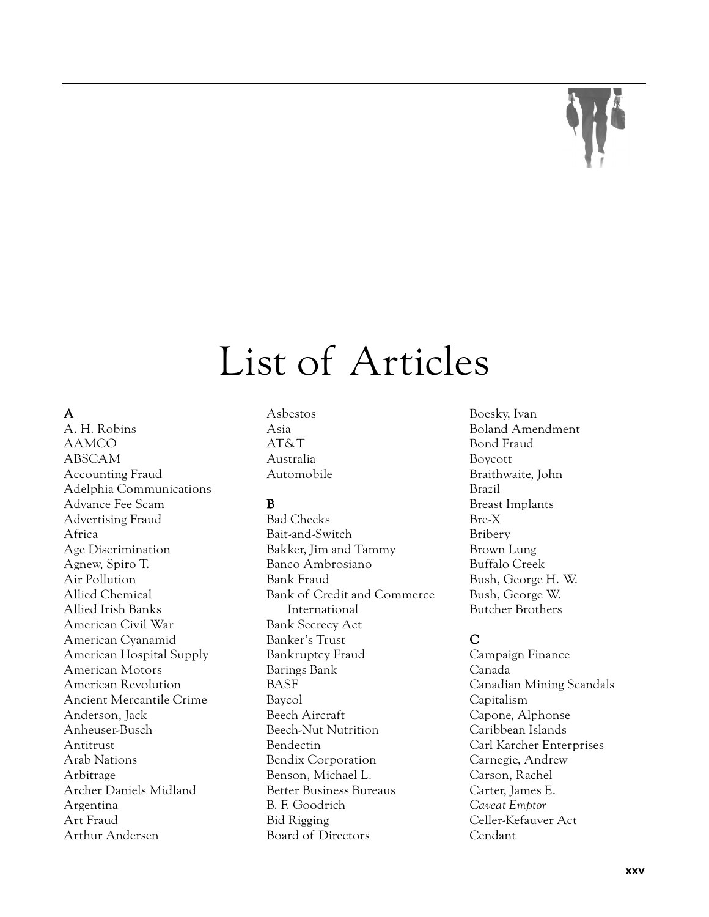# List of Articles

**A**

A. H. Robins
AAMCO
ABSCAM
Accounting Fraud
Adelphia Communications
Advance Fee Scam
Advertising Fraud
Africa
Age Discrimination
Agnew, Spiro T.
Air Pollution
Allied Chemical
Allied Irish Banks
American Civil War
American Cyanamid
American Hospital Supply
American Motors
American Revolution
Ancient Mercantile Crime
Anderson, Jack
Anheuser-Busch
Antitrust
Arab Nations
Arbitrage
Archer Daniels Midland
Argentina
Art Fraud
Arthur Andersen
Asbestos
Asia
AT&T
Australia
Automobile

**B**

Bad Checks
Bait-and-Switch
Bakker, Jim and Tammy
Banco Ambrosiano
Bank Fraud
Bank of Credit and Commerce International
Bank Secrecy Act
Banker's Trust
Bankruptcy Fraud
Barings Bank
BASF
Baycol
Beech Aircraft
Beech-Nut Nutrition
Bendectin
Bendix Corporation
Benson, Michael L.
Better Business Bureaus
B. F. Goodrich
Bid Rigging
Board of Directors
Boesky, Ivan
Boland Amendment
Bond Fraud
Boycott
Braithwaite, John
Brazil
Breast Implants
Bre-X
Bribery
Brown Lung
Buffalo Creek
Bush, George H. W.
Bush, George W.
Butcher Brothers

**C**

Campaign Finance
Canada
Canadian Mining Scandals
Capitalism
Capone, Alphonse
Caribbean Islands
Carl Karcher Enterprises
Carnegie, Andrew
Carson, Rachel
Carter, James E.
*Caveat Emptor*
Celler-Kefauver Act
Cendant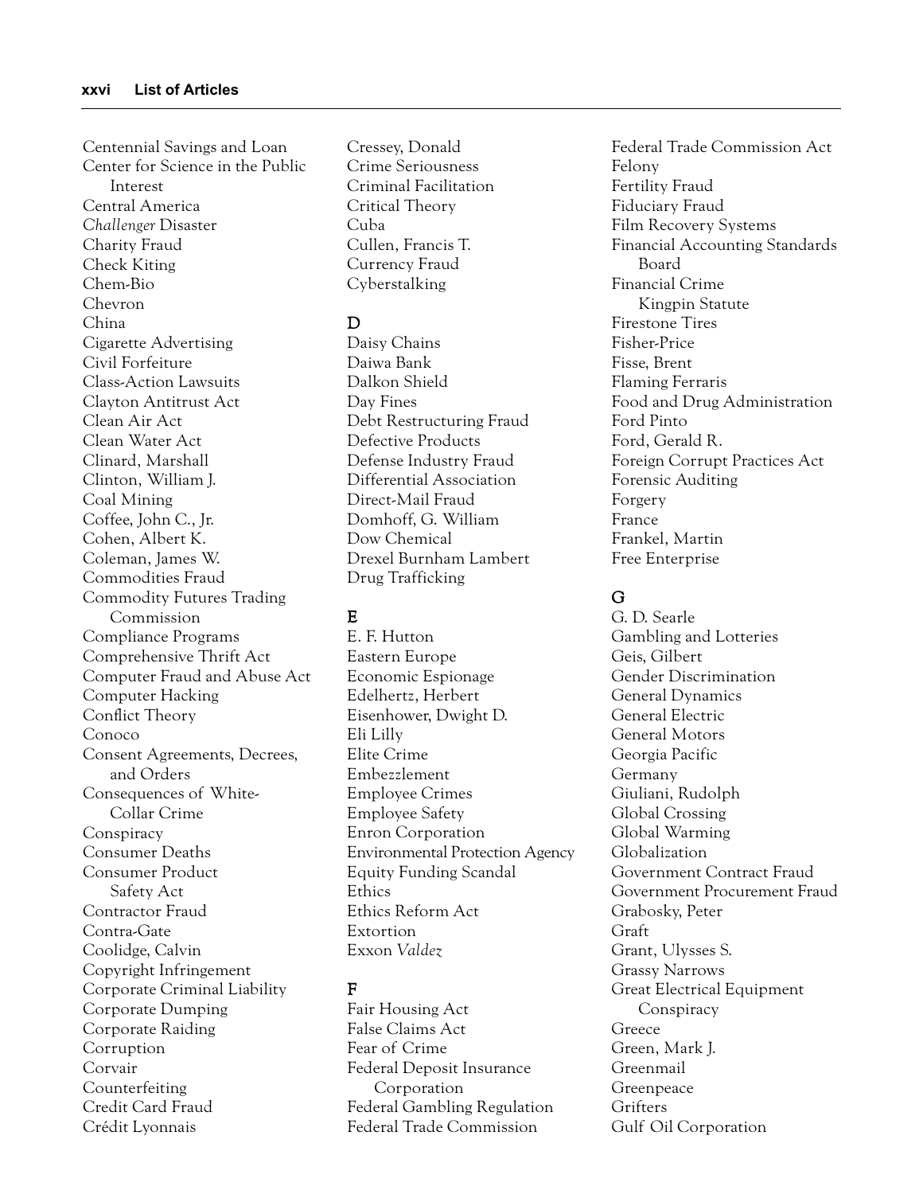Centennial Savings and Loan
Center for Science in the Public Interest
Central America
*Challenger* Disaster
Charity Fraud
Check Kiting
Chem-Bio
Chevron
China
Cigarette Advertising
Civil Forfeiture
Class-Action Lawsuits
Clayton Antitrust Act
Clean Air Act
Clean Water Act
Clinard, Marshall
Clinton, William J.
Coal Mining
Coffee, John C., Jr.
Cohen, Albert K.
Coleman, James W.
Commodities Fraud
Commodity Futures Trading Commission
Compliance Programs
Comprehensive Thrift Act
Computer Fraud and Abuse Act
Computer Hacking
Conflict Theory
Conoco
Consent Agreements, Decrees, and Orders
Consequences of White-Collar Crime
Conspiracy
Consumer Deaths
Consumer Product Safety Act
Contractor Fraud
Contra-Gate
Coolidge, Calvin
Copyright Infringement
Corporate Criminal Liability
Corporate Dumping
Corporate Raiding
Corruption
Corvair
Counterfeiting
Credit Card Fraud
Crédit Lyonnais
Cressey, Donald
Crime Seriousness
Criminal Facilitation
Critical Theory
Cuba
Cullen, Francis T.
Currency Fraud
Cyberstalking

## D

Daisy Chains
Daiwa Bank
Dalkon Shield
Day Fines
Debt Restructuring Fraud
Defective Products
Defense Industry Fraud
Differential Association
Direct-Mail Fraud
Domhoff, G. William
Dow Chemical
Drexel Burnham Lambert
Drug Trafficking

## E

E. F. Hutton
Eastern Europe
Economic Espionage
Edelhertz, Herbert
Eisenhower, Dwight D.
Eli Lilly
Elite Crime
Embezzlement
Employee Crimes
Employee Safety
Enron Corporation
Environmental Protection Agency
Equity Funding Scandal
Ethics
Ethics Reform Act
Extortion
Exxon *Valdez*

## F

Fair Housing Act
False Claims Act
Fear of Crime
Federal Deposit Insurance Corporation
Federal Gambling Regulation
Federal Trade Commission
Federal Trade Commission Act
Felony
Fertility Fraud
Fiduciary Fraud
Film Recovery Systems
Financial Accounting Standards Board
Financial Crime Kingpin Statute
Firestone Tires
Fisher-Price
Fisse, Brent
Flaming Ferraris
Food and Drug Administration
Ford Pinto
Ford, Gerald R.
Foreign Corrupt Practices Act
Forensic Auditing
Forgery
France
Frankel, Martin
Free Enterprise

## G

G. D. Searle
Gambling and Lotteries
Geis, Gilbert
Gender Discrimination
General Dynamics
General Electric
General Motors
Georgia Pacific
Germany
Giuliani, Rudolph
Global Crossing
Global Warming
Globalization
Government Contract Fraud
Government Procurement Fraud
Grabosky, Peter
Graft
Grant, Ulysses S.
Grassy Narrows
Great Electrical Equipment Conspiracy
Greece
Green, Mark J.
Greenmail
Greenpeace
Grifters
Gulf Oil Corporation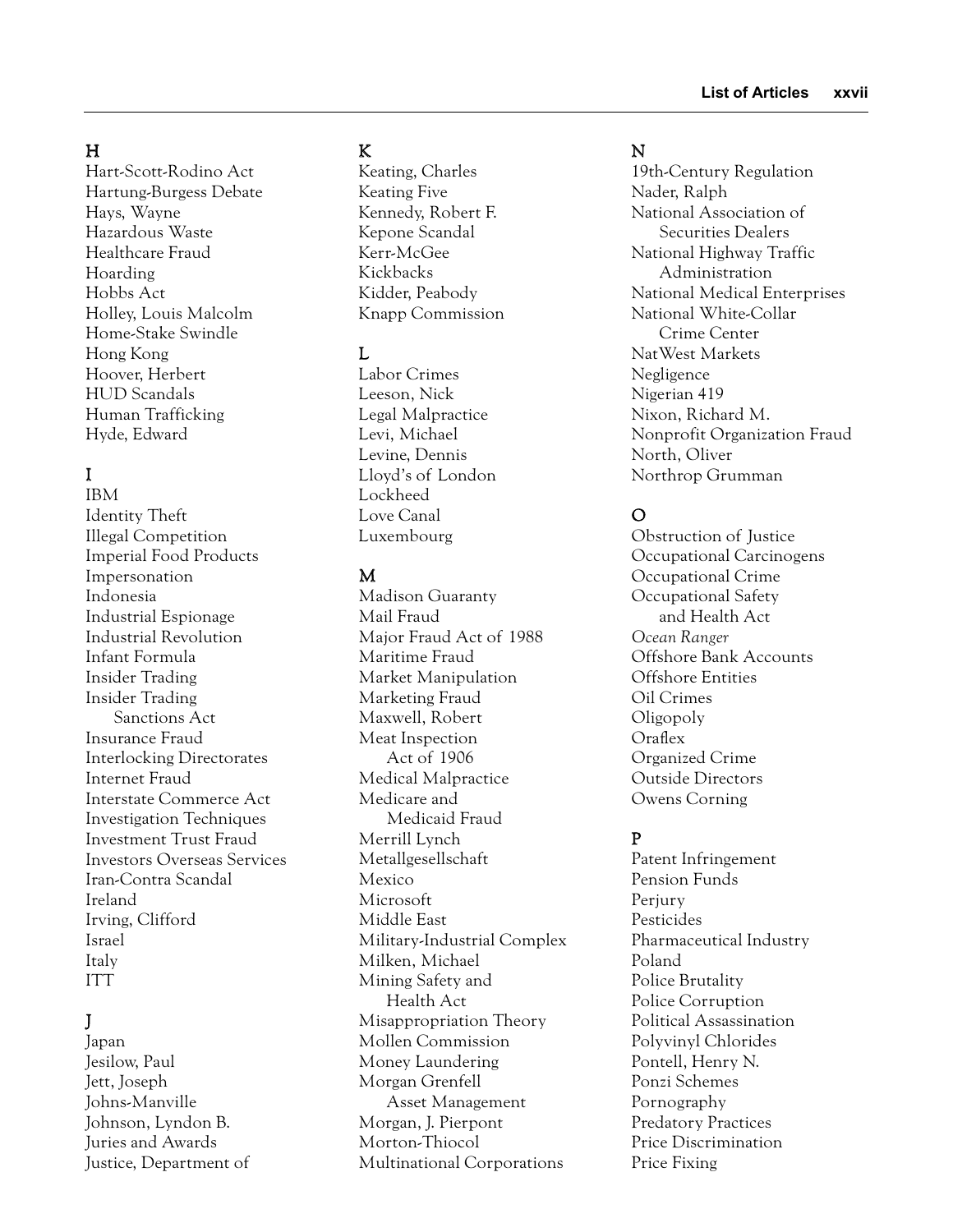## H

Hart-Scott-Rodino Act
Hartung-Burgess Debate
Hays, Wayne
Hazardous Waste
Healthcare Fraud
Hoarding
Hobbs Act
Holley, Louis Malcolm
Home-Stake Swindle
Hong Kong
Hoover, Herbert
HUD Scandals
Human Trafficking
Hyde, Edward

## I

IBM
Identity Theft
Illegal Competition
Imperial Food Products
Impersonation
Indonesia
Industrial Espionage
Industrial Revolution
Infant Formula
Insider Trading
Insider Trading Sanctions Act
Insurance Fraud
Interlocking Directorates
Internet Fraud
Interstate Commerce Act
Investigation Techniques
Investment Trust Fraud
Investors Overseas Services
Iran-Contra Scandal
Ireland
Irving, Clifford
Israel
Italy
ITT

## J

Japan
Jesilow, Paul
Jett, Joseph
Johns-Manville
Johnson, Lyndon B.
Juries and Awards
Justice, Department of

## K

Keating, Charles
Keating Five
Kennedy, Robert F.
Kepone Scandal
Kerr-McGee
Kickbacks
Kidder, Peabody
Knapp Commission

## L

Labor Crimes
Leeson, Nick
Legal Malpractice
Levi, Michael
Levine, Dennis
Lloyd's of London
Lockheed
Love Canal
Luxembourg

## M

Madison Guaranty
Mail Fraud
Major Fraud Act of 1988
Maritime Fraud
Market Manipulation
Marketing Fraud
Maxwell, Robert
Meat Inspection Act of 1906
Medical Malpractice
Medicare and Medicaid Fraud
Merrill Lynch
Metallgesellschaft
Mexico
Microsoft
Middle East
Military-Industrial Complex
Milken, Michael
Mining Safety and Health Act
Misappropriation Theory
Mollen Commission
Money Laundering
Morgan Grenfell Asset Management
Morgan, J. Pierpont
Morton-Thiocol
Multinational Corporations

## N

19th-Century Regulation
Nader, Ralph
National Association of Securities Dealers
National Highway Traffic Administration
National Medical Enterprises
National White-Collar Crime Center
NatWest Markets
Negligence
Nigerian 419
Nixon, Richard M.
Nonprofit Organization Fraud
North, Oliver
Northrop Grumman

## O

Obstruction of Justice
Occupational Carcinogens
Occupational Crime
Occupational Safety and Health Act
*Ocean Ranger*
Offshore Bank Accounts
Offshore Entities
Oil Crimes
Oligopoly
Oraflex
Organized Crime
Outside Directors
Owens Corning

## P

Patent Infringement
Pension Funds
Perjury
Pesticides
Pharmaceutical Industry
Poland
Police Brutality
Police Corruption
Political Assassination
Polyvinyl Chlorides
Pontell, Henry N.
Ponzi Schemes
Pornography
Predatory Practices
Price Discrimination
Price Fixing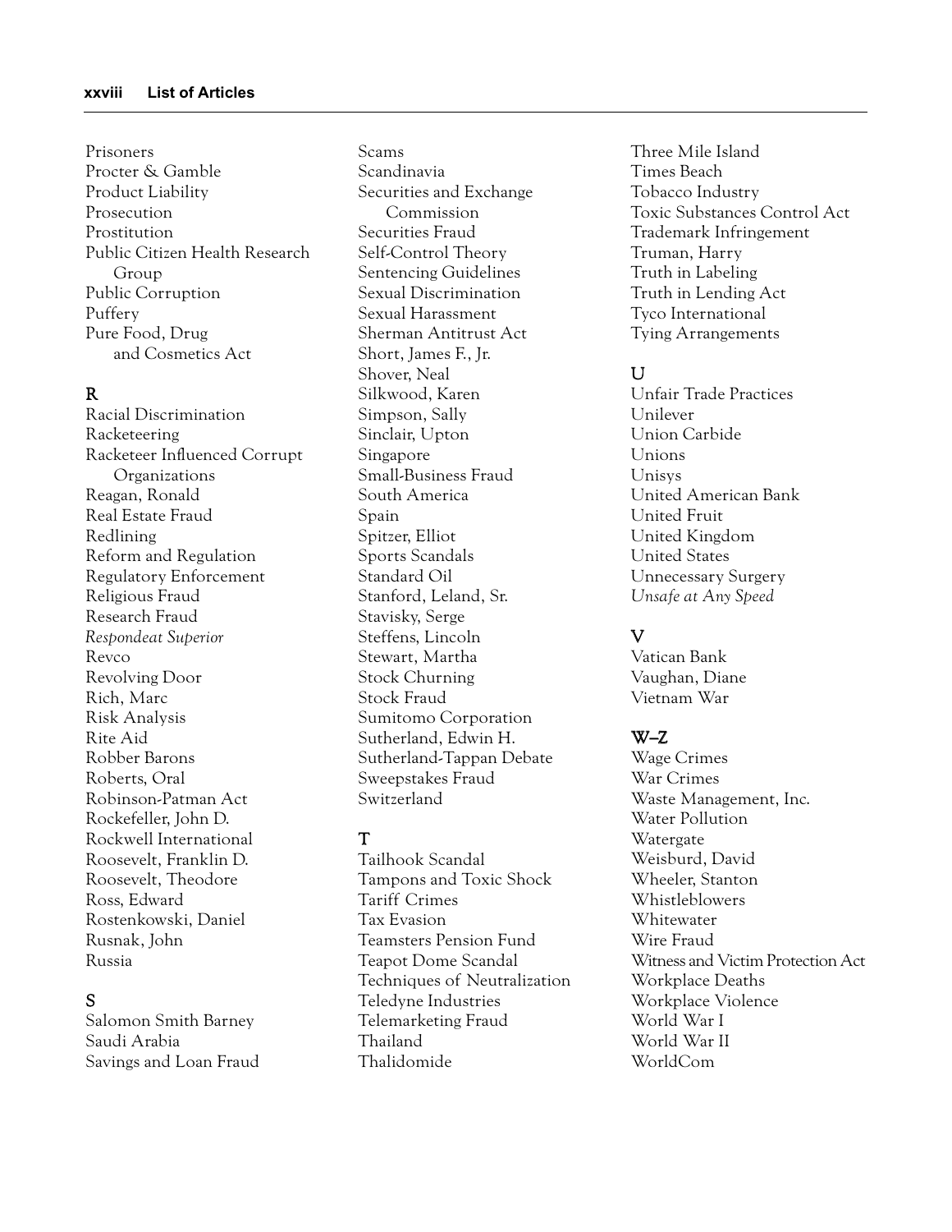Prisoners
Procter & Gamble
Product Liability
Prosecution
Prostitution
Public Citizen Health Research Group
Public Corruption
Puffery
Pure Food, Drug and Cosmetics Act

## R

Racial Discrimination
Racketeering
Racketeer Influenced Corrupt Organizations
Reagan, Ronald
Real Estate Fraud
Redlining
Reform and Regulation
Regulatory Enforcement
Religious Fraud
Research Fraud
*Respondeat Superior*
Revco
Revolving Door
Rich, Marc
Risk Analysis
Rite Aid
Robber Barons
Roberts, Oral
Robinson-Patman Act
Rockefeller, John D.
Rockwell International
Roosevelt, Franklin D.
Roosevelt, Theodore
Ross, Edward
Rostenkowski, Daniel
Rusnak, John
Russia

## S

Salomon Smith Barney
Saudi Arabia
Savings and Loan Fraud
Scams
Scandinavia
Securities and Exchange Commission
Securities Fraud
Self-Control Theory
Sentencing Guidelines
Sexual Discrimination
Sexual Harassment
Sherman Antitrust Act
Short, James F., Jr.
Shover, Neal
Silkwood, Karen
Simpson, Sally
Sinclair, Upton
Singapore
Small-Business Fraud
South America
Spain
Spitzer, Elliot
Sports Scandals
Standard Oil
Stanford, Leland, Sr.
Stavisky, Serge
Steffens, Lincoln
Stewart, Martha
Stock Churning
Stock Fraud
Sumitomo Corporation
Sutherland, Edwin H.
Sutherland-Tappan Debate
Sweepstakes Fraud
Switzerland

## T

Tailhook Scandal
Tampons and Toxic Shock
Tariff Crimes
Tax Evasion
Teamsters Pension Fund
Teapot Dome Scandal
Techniques of Neutralization
Teledyne Industries
Telemarketing Fraud
Thailand
Thalidomide
Three Mile Island
Times Beach
Tobacco Industry
Toxic Substances Control Act
Trademark Infringement
Truman, Harry
Truth in Labeling
Truth in Lending Act
Tyco International
Tying Arrangements

## U

Unfair Trade Practices
Unilever
Union Carbide
Unions
Unisys
United American Bank
United Fruit
United Kingdom
United States
Unnecessary Surgery
*Unsafe at Any Speed*

## V

Vatican Bank
Vaughan, Diane
Vietnam War

## W–Z

Wage Crimes
War Crimes
Waste Management, Inc.
Water Pollution
Watergate
Weisburd, David
Wheeler, Stanton
Whistleblowers
Whitewater
Wire Fraud
Witness and Victim Protection Act
Workplace Deaths
Workplace Violence
World War I
World War II
WorldCom